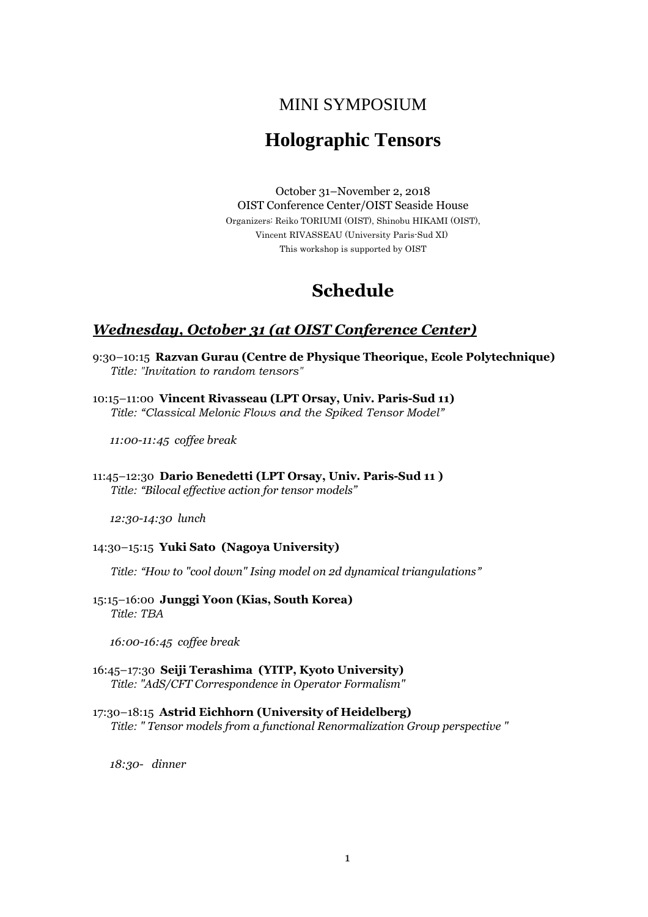MINI SYMPOSIUM

# Holographic Tensors

October 31–November 2, 2018
OIST Conference Center/OIST Seaside House
Organizers: Reiko TORIUMI (OIST), Shinobu HIKAMI (OIST),
Vincent RIVASSEAU (University Paris-Sud XI)
This workshop is supported by OIST

# Schedule

## *Wednesday, October 31 (at OIST Conference Center)*

9:30–10:15 **Razvan Gurau (Centre de Physique Theorique, Ecole Polytechnique)**
*Title: "Invitation to random tensors"*

10:15–11:00 **Vincent Rivasseau (LPT Orsay, Univ. Paris-Sud 11)**
*Title: "Classical Melonic Flows and the Spiked Tensor Model"*

*11:00-11:45 coffee break*

11:45–12:30 **Dario Benedetti (LPT Orsay, Univ. Paris-Sud 11 )**
*Title: "Bilocal effective action for tensor models"*

*12:30-14:30 lunch*

14:30–15:15 **Yuki Sato (Nagoya University)**

*Title: "How to "cool down" Ising model on 2d dynamical triangulations"*

15:15–16:00 **Junggi Yoon (Kias, South Korea)**
*Title: TBA*

*16:00-16:45 coffee break*

16:45–17:30 **Seiji Terashima (YITP, Kyoto University)**
*Title: "AdS/CFT Correspondence in Operator Formalism"*

17:30–18:15 **Astrid Eichhorn (University of Heidelberg)**
*Title: " Tensor models from a functional Renormalization Group perspective "*

*18:30- dinner*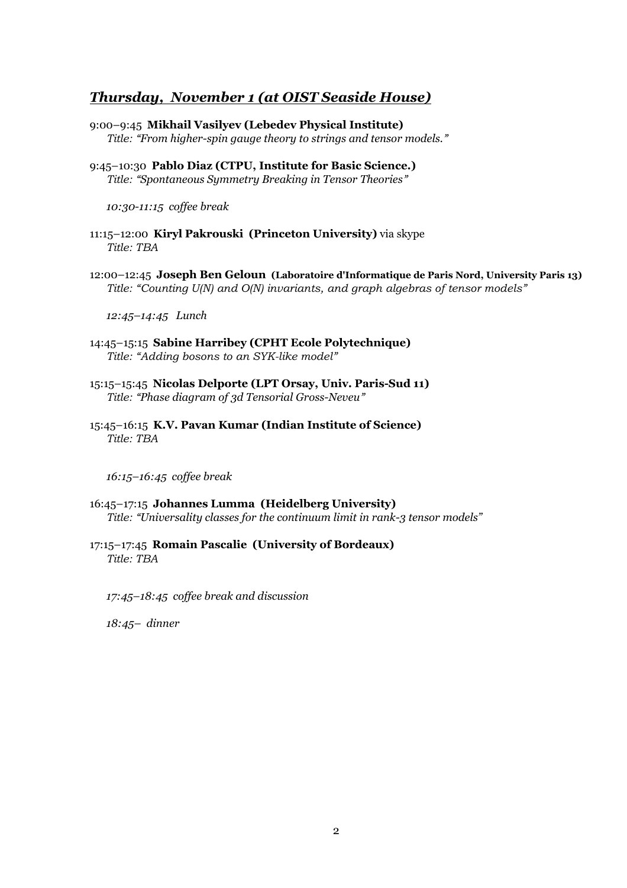## ***Thursday, November 1 (at OIST Seaside House)***

9:00–9:45 **Mikhail Vasilyev (Lebedev Physical Institute)**
*Title: "From higher-spin gauge theory to strings and tensor models."*

9:45–10:30 **Pablo Diaz (CTPU, Institute for Basic Science.)**
*Title: "Spontaneous Symmetry Breaking in Tensor Theories"*

*10:30-11:15 coffee break*

11:15–12:00 **Kiryl Pakrouski (Princeton University)** via skype
*Title: TBA*

12:00–12:45 **Joseph Ben Geloun (Laboratoire d'Informatique de Paris Nord, University Paris 13)**
*Title: "Counting U(N) and O(N) invariants, and graph algebras of tensor models"*

*12:45–14:45 Lunch*

14:45–15:15 **Sabine Harribey (CPHT Ecole Polytechnique)**
*Title: "Adding bosons to an SYK-like model"*

15:15–15:45 **Nicolas Delporte (LPT Orsay, Univ. Paris-Sud 11)**
*Title: "Phase diagram of 3d Tensorial Gross-Neveu"*

15:45–16:15 **K.V. Pavan Kumar (Indian Institute of Science)**
*Title: TBA*

*16:15–16:45 coffee break*

16:45–17:15 **Johannes Lumma (Heidelberg University)**
*Title: "Universality classes for the continuum limit in rank-3 tensor models"*

17:15–17:45 **Romain Pascalie (University of Bordeaux)**
*Title: TBA*

*17:45–18:45 coffee break and discussion*

*18:45– dinner*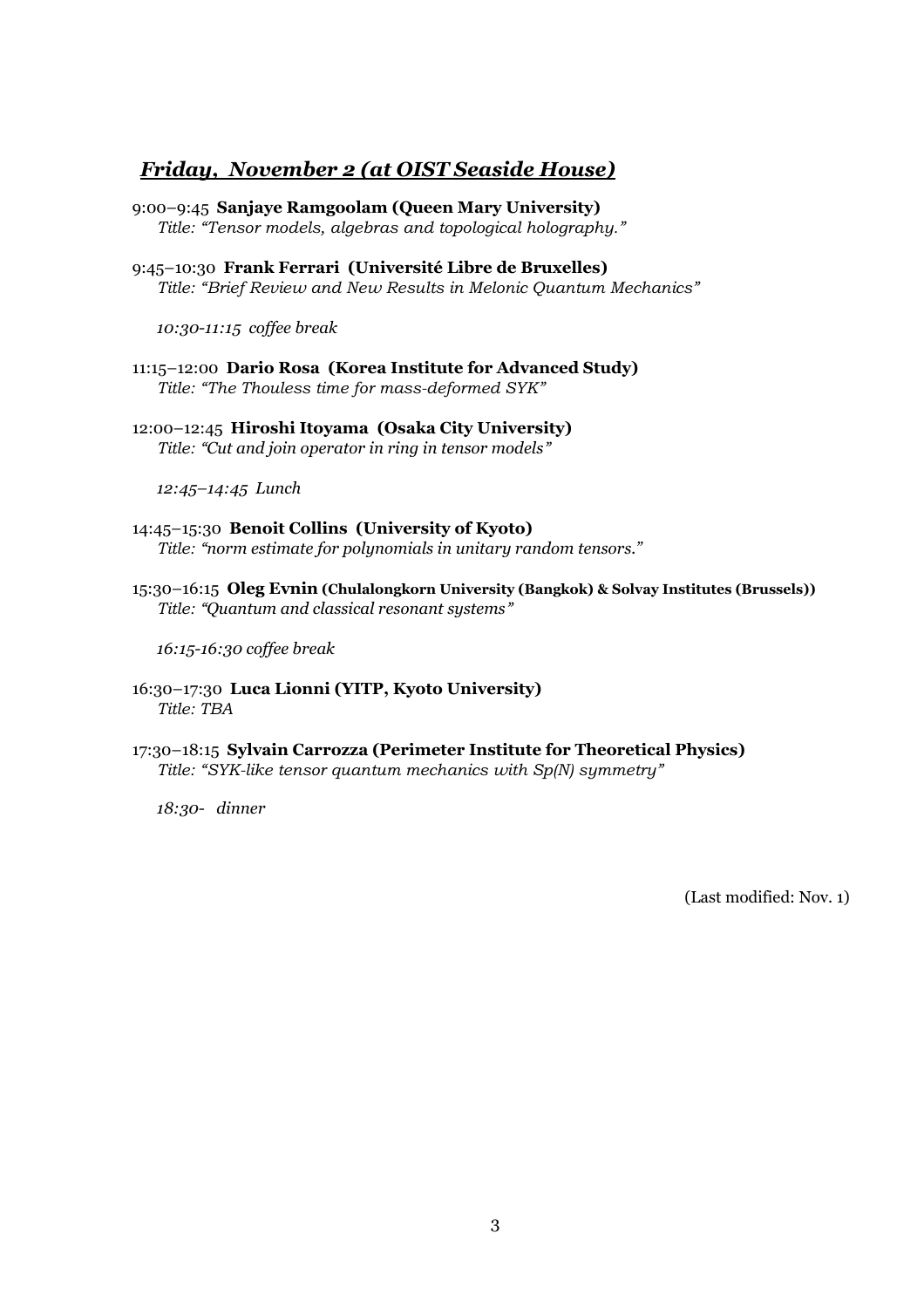## ***Friday, November 2 (at OIST Seaside House)***

9:00–9:45 **Sanjaye Ramgoolam (Queen Mary University)**
*Title: "Tensor models, algebras and topological holography."*

9:45–10:30 **Frank Ferrari (Université Libre de Bruxelles)**
*Title: "Brief Review and New Results in Melonic Quantum Mechanics"*

*10:30-11:15 coffee break*

11:15–12:00 **Dario Rosa (Korea Institute for Advanced Study)**
*Title: "The Thouless time for mass-deformed SYK"*

12:00–12:45 **Hiroshi Itoyama (Osaka City University)**
*Title: "Cut and join operator in ring in tensor models"*

*12:45–14:45 Lunch*

14:45–15:30 **Benoit Collins (University of Kyoto)**
*Title: "norm estimate for polynomials in unitary random tensors."*

15:30–16:15 **Oleg Evnin (Chulalongkorn University (Bangkok) & Solvay Institutes (Brussels))**
*Title: "Quantum and classical resonant systems"*

*16:15-16:30 coffee break*

16:30–17:30 **Luca Lionni (YITP, Kyoto University)**
*Title: TBA*

17:30–18:15 **Sylvain Carrozza (Perimeter Institute for Theoretical Physics)**
*Title: "SYK-like tensor quantum mechanics with Sp(N) symmetry"*

*18:30- dinner*

(Last modified: Nov. 1)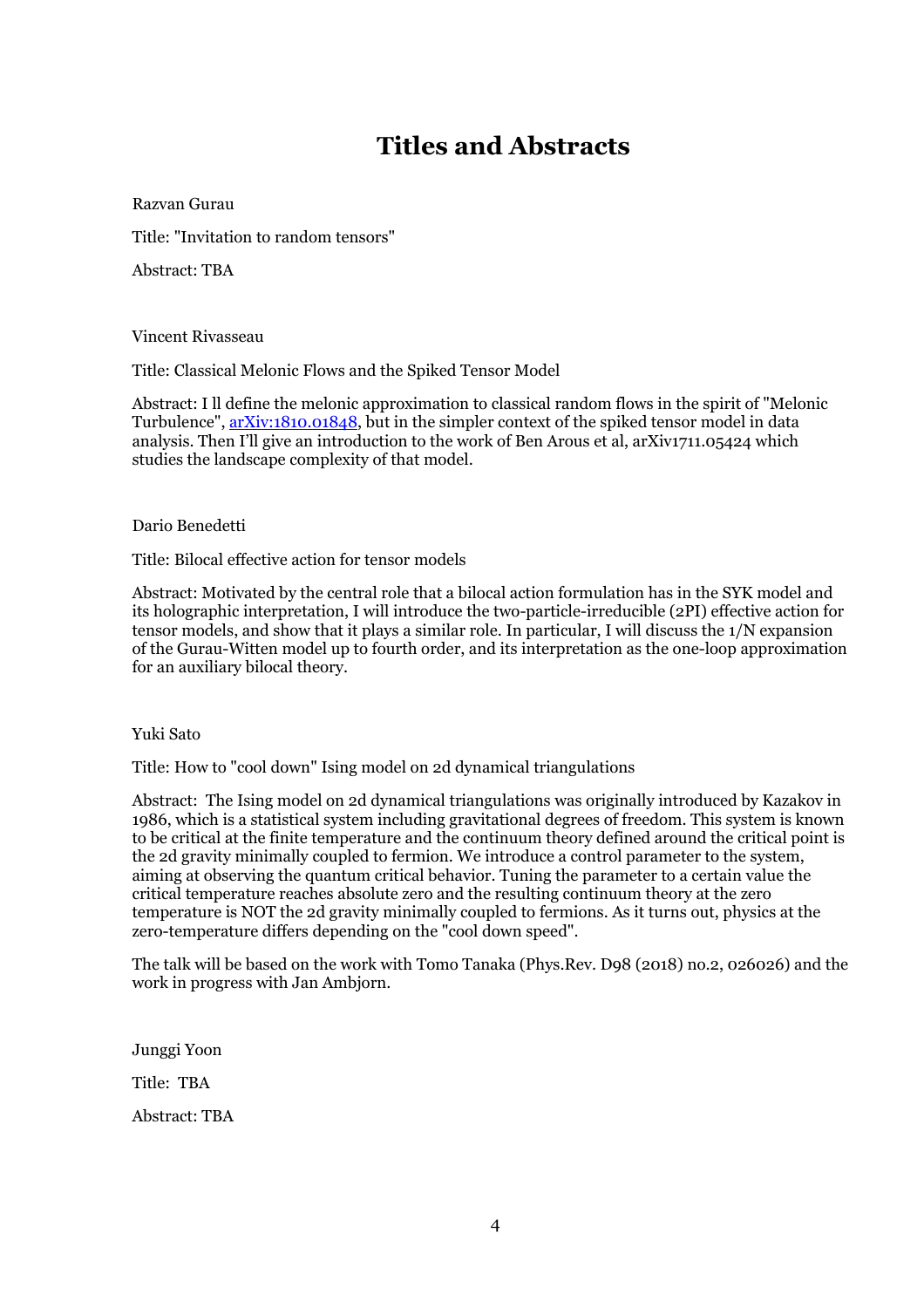# Titles and Abstracts

Razvan Gurau

Title: "Invitation to random tensors"

Abstract: TBA

Vincent Rivasseau

Title: Classical Melonic Flows and the Spiked Tensor Model

Abstract: I ll define the melonic approximation to classical random flows in the spirit of "Melonic Turbulence", arXiv:1810.01848, but in the simpler context of the spiked tensor model in data analysis. Then I'll give an introduction to the work of Ben Arous et al, arXiv1711.05424 which studies the landscape complexity of that model.

Dario Benedetti

Title: Bilocal effective action for tensor models

Abstract: Motivated by the central role that a bilocal action formulation has in the SYK model and its holographic interpretation, I will introduce the two-particle-irreducible (2PI) effective action for tensor models, and show that it plays a similar role. In particular, I will discuss the 1/N expansion of the Gurau-Witten model up to fourth order, and its interpretation as the one-loop approximation for an auxiliary bilocal theory.

Yuki Sato

Title: How to "cool down" Ising model on 2d dynamical triangulations

Abstract: The Ising model on 2d dynamical triangulations was originally introduced by Kazakov in 1986, which is a statistical system including gravitational degrees of freedom. This system is known to be critical at the finite temperature and the continuum theory defined around the critical point is the 2d gravity minimally coupled to fermion. We introduce a control parameter to the system, aiming at observing the quantum critical behavior. Tuning the parameter to a certain value the critical temperature reaches absolute zero and the resulting continuum theory at the zero temperature is NOT the 2d gravity minimally coupled to fermions. As it turns out, physics at the zero-temperature differs depending on the "cool down speed".

The talk will be based on the work with Tomo Tanaka (Phys.Rev. D98 (2018) no.2, 026026) and the work in progress with Jan Ambjorn.

Junggi Yoon

Title: TBA

Abstract: TBA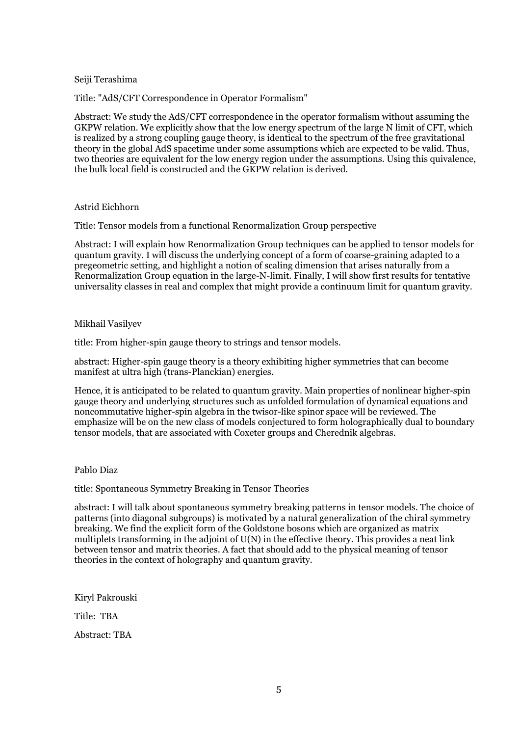Seiji Terashima

Title: "AdS/CFT Correspondence in Operator Formalism"

Abstract: We study the AdS/CFT correspondence in the operator formalism without assuming the GKPW relation. We explicitly show that the low energy spectrum of the large N limit of CFT, which is realized by a strong coupling gauge theory, is identical to the spectrum of the free gravitational theory in the global AdS spacetime under some assumptions which are expected to be valid. Thus, two theories are equivalent for the low energy region under the assumptions. Using this quivalence, the bulk local field is constructed and the GKPW relation is derived.

Astrid Eichhorn

Title: Tensor models from a functional Renormalization Group perspective

Abstract: I will explain how Renormalization Group techniques can be applied to tensor models for quantum gravity. I will discuss the underlying concept of a form of coarse-graining adapted to a pregeometric setting, and highlight a notion of scaling dimension that arises naturally from a Renormalization Group equation in the large-N-limit. Finally, I will show first results for tentative universality classes in real and complex that might provide a continuum limit for quantum gravity.

Mikhail Vasilyev

title: From higher-spin gauge theory to strings and tensor models.

abstract: Higher-spin gauge theory is a theory exhibiting higher symmetries that can become manifest at ultra high (trans-Planckian) energies.

Hence, it is anticipated to be related to quantum gravity. Main properties of nonlinear higher-spin gauge theory and underlying structures such as unfolded formulation of dynamical equations and noncommutative higher-spin algebra in the twisor-like spinor space will be reviewed. The emphasize will be on the new class of models conjectured to form holographically dual to boundary tensor models, that are associated with Coxeter groups and Cherednik algebras.

Pablo Diaz

title: Spontaneous Symmetry Breaking in Tensor Theories

abstract: I will talk about spontaneous symmetry breaking patterns in tensor models. The choice of patterns (into diagonal subgroups) is motivated by a natural generalization of the chiral symmetry breaking. We find the explicit form of the Goldstone bosons which are organized as matrix multiplets transforming in the adjoint of U(N) in the effective theory. This provides a neat link between tensor and matrix theories. A fact that should add to the physical meaning of tensor theories in the context of holography and quantum gravity.

Kiryl Pakrouski

Title: TBA

Abstract: TBA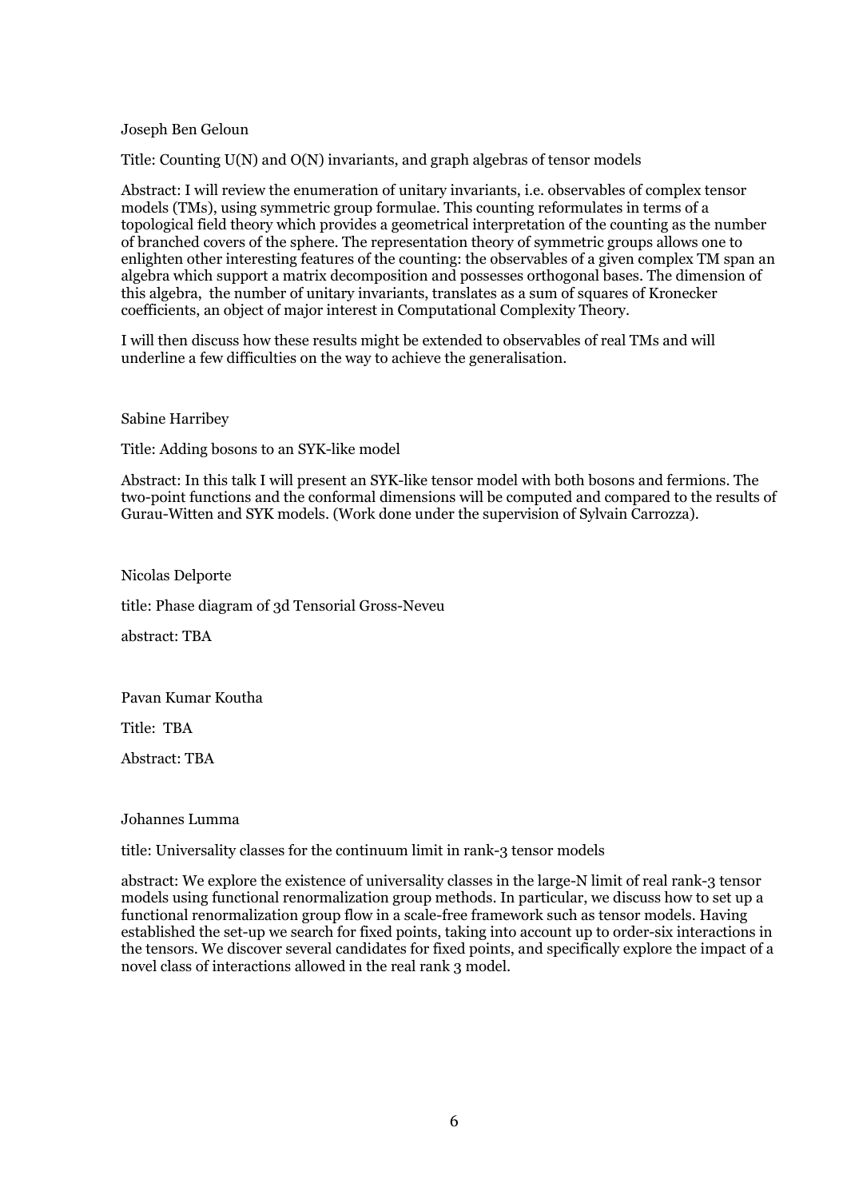Joseph Ben Geloun

Title: Counting U(N) and O(N) invariants, and graph algebras of tensor models

Abstract: I will review the enumeration of unitary invariants, i.e. observables of complex tensor models (TMs), using symmetric group formulae. This counting reformulates in terms of a topological field theory which provides a geometrical interpretation of the counting as the number of branched covers of the sphere. The representation theory of symmetric groups allows one to enlighten other interesting features of the counting: the observables of a given complex TM span an algebra which support a matrix decomposition and possesses orthogonal bases. The dimension of this algebra, the number of unitary invariants, translates as a sum of squares of Kronecker coefficients, an object of major interest in Computational Complexity Theory.

I will then discuss how these results might be extended to observables of real TMs and will underline a few difficulties on the way to achieve the generalisation.

Sabine Harribey

Title: Adding bosons to an SYK-like model

Abstract: In this talk I will present an SYK-like tensor model with both bosons and fermions. The two-point functions and the conformal dimensions will be computed and compared to the results of Gurau-Witten and SYK models. (Work done under the supervision of Sylvain Carrozza).

Nicolas Delporte

title: Phase diagram of 3d Tensorial Gross-Neveu

abstract: TBA

Pavan Kumar Koutha

Title: TBA

Abstract: TBA

Johannes Lumma

title: Universality classes for the continuum limit in rank-3 tensor models

abstract: We explore the existence of universality classes in the large-N limit of real rank-3 tensor models using functional renormalization group methods. In particular, we discuss how to set up a functional renormalization group flow in a scale-free framework such as tensor models. Having established the set-up we search for fixed points, taking into account up to order-six interactions in the tensors. We discover several candidates for fixed points, and specifically explore the impact of a novel class of interactions allowed in the real rank 3 model.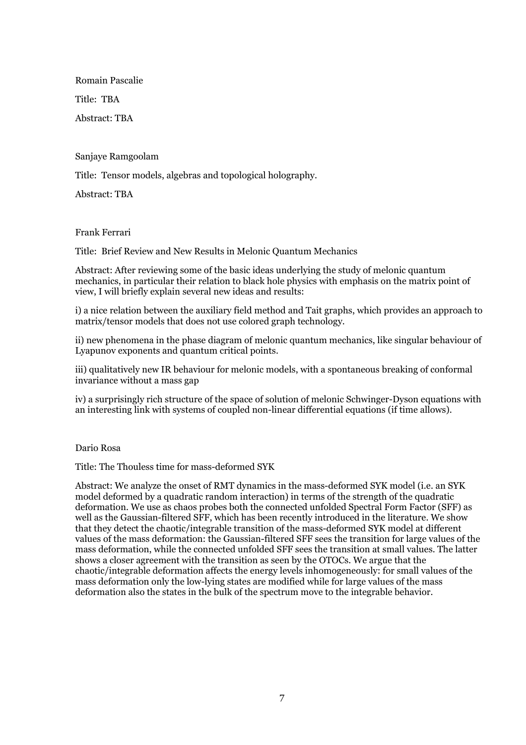Romain Pascalie

Title: TBA

Abstract: TBA

Sanjaye Ramgoolam

Title: Tensor models, algebras and topological holography.

Abstract: TBA

Frank Ferrari

Title: Brief Review and New Results in Melonic Quantum Mechanics

Abstract: After reviewing some of the basic ideas underlying the study of melonic quantum mechanics, in particular their relation to black hole physics with emphasis on the matrix point of view, I will briefly explain several new ideas and results:

i) a nice relation between the auxiliary field method and Tait graphs, which provides an approach to matrix/tensor models that does not use colored graph technology.

ii) new phenomena in the phase diagram of melonic quantum mechanics, like singular behaviour of Lyapunov exponents and quantum critical points.

iii) qualitatively new IR behaviour for melonic models, with a spontaneous breaking of conformal invariance without a mass gap

iv) a surprisingly rich structure of the space of solution of melonic Schwinger-Dyson equations with an interesting link with systems of coupled non-linear differential equations (if time allows).

Dario Rosa

Title: The Thouless time for mass-deformed SYK

Abstract: We analyze the onset of RMT dynamics in the mass-deformed SYK model (i.e. an SYK model deformed by a quadratic random interaction) in terms of the strength of the quadratic deformation. We use as chaos probes both the connected unfolded Spectral Form Factor (SFF) as well as the Gaussian-filtered SFF, which has been recently introduced in the literature. We show that they detect the chaotic/integrable transition of the mass-deformed SYK model at different values of the mass deformation: the Gaussian-filtered SFF sees the transition for large values of the mass deformation, while the connected unfolded SFF sees the transition at small values. The latter shows a closer agreement with the transition as seen by the OTOCs. We argue that the chaotic/integrable deformation affects the energy levels inhomogeneously: for small values of the mass deformation only the low-lying states are modified while for large values of the mass deformation also the states in the bulk of the spectrum move to the integrable behavior.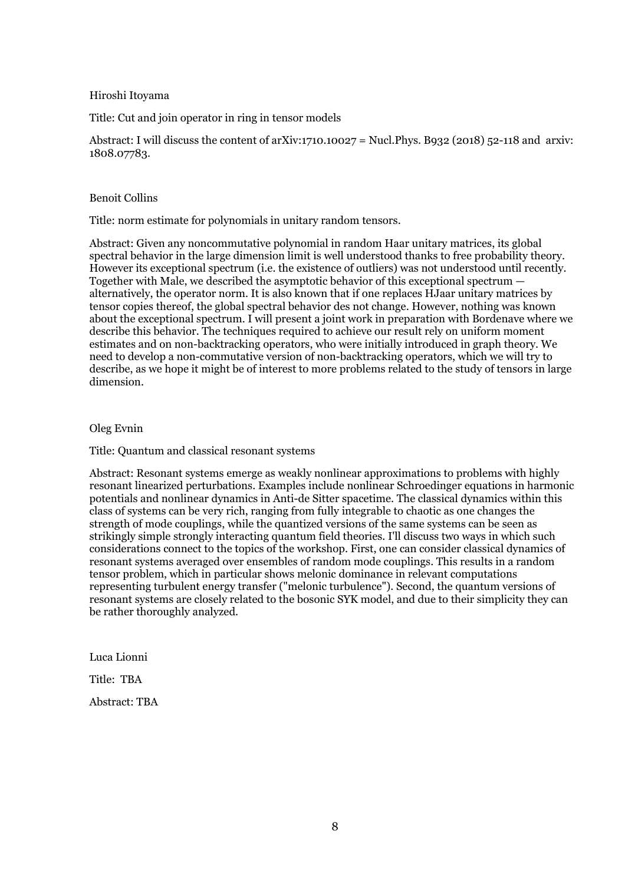Hiroshi Itoyama

Title: Cut and join operator in ring in tensor models

Abstract: I will discuss the content of arXiv:1710.10027 = Nucl.Phys. B932 (2018) 52-118 and arxiv: 1808.07783.

Benoit Collins

Title: norm estimate for polynomials in unitary random tensors.

Abstract: Given any noncommutative polynomial in random Haar unitary matrices, its global spectral behavior in the large dimension limit is well understood thanks to free probability theory. However its exceptional spectrum (i.e. the existence of outliers) was not understood until recently. Together with Male, we described the asymptotic behavior of this exceptional spectrum — alternatively, the operator norm. It is also known that if one replaces HJaar unitary matrices by tensor copies thereof, the global spectral behavior des not change. However, nothing was known about the exceptional spectrum. I will present a joint work in preparation with Bordenave where we describe this behavior. The techniques required to achieve our result rely on uniform moment estimates and on non-backtracking operators, who were initially introduced in graph theory. We need to develop a non-commutative version of non-backtracking operators, which we will try to describe, as we hope it might be of interest to more problems related to the study of tensors in large dimension.

Oleg Evnin

Title: Quantum and classical resonant systems

Abstract: Resonant systems emerge as weakly nonlinear approximations to problems with highly resonant linearized perturbations. Examples include nonlinear Schroedinger equations in harmonic potentials and nonlinear dynamics in Anti-de Sitter spacetime. The classical dynamics within this class of systems can be very rich, ranging from fully integrable to chaotic as one changes the strength of mode couplings, while the quantized versions of the same systems can be seen as strikingly simple strongly interacting quantum field theories. I'll discuss two ways in which such considerations connect to the topics of the workshop. First, one can consider classical dynamics of resonant systems averaged over ensembles of random mode couplings. This results in a random tensor problem, which in particular shows melonic dominance in relevant computations representing turbulent energy transfer ("melonic turbulence"). Second, the quantum versions of resonant systems are closely related to the bosonic SYK model, and due to their simplicity they can be rather thoroughly analyzed.

Luca Lionni

Title: TBA

Abstract: TBA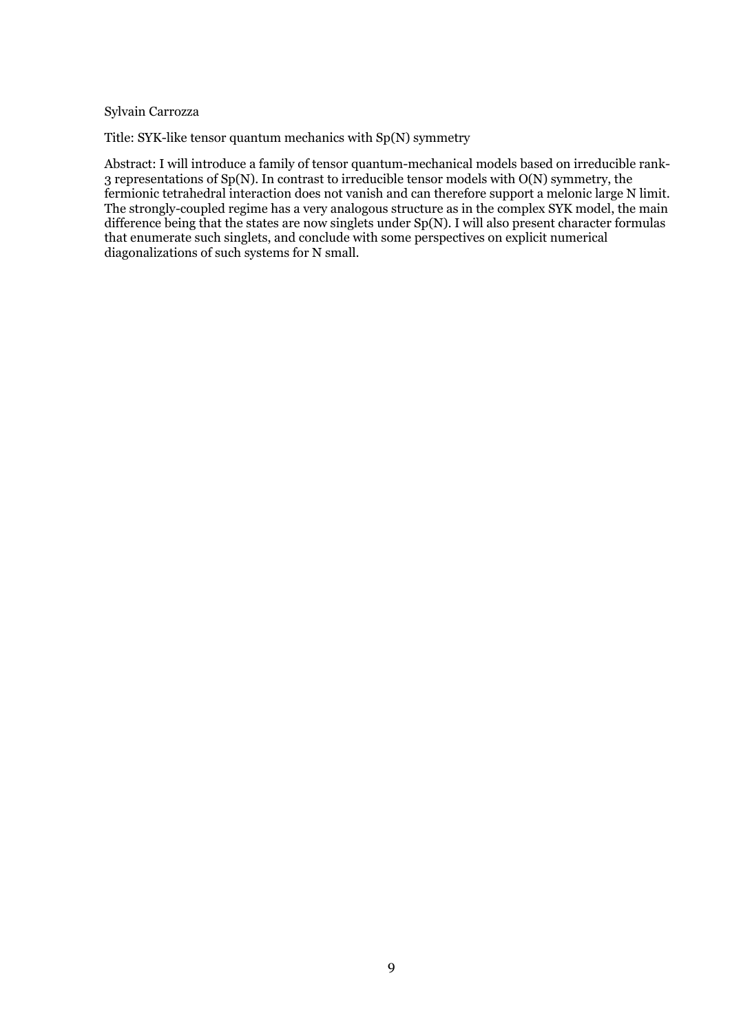Sylvain Carrozza

Title: SYK-like tensor quantum mechanics with Sp(N) symmetry

Abstract: I will introduce a family of tensor quantum-mechanical models based on irreducible rank-3 representations of Sp(N). In contrast to irreducible tensor models with O(N) symmetry, the fermionic tetrahedral interaction does not vanish and can therefore support a melonic large N limit. The strongly-coupled regime has a very analogous structure as in the complex SYK model, the main difference being that the states are now singlets under Sp(N). I will also present character formulas that enumerate such singlets, and conclude with some perspectives on explicit numerical diagonalizations of such systems for N small.